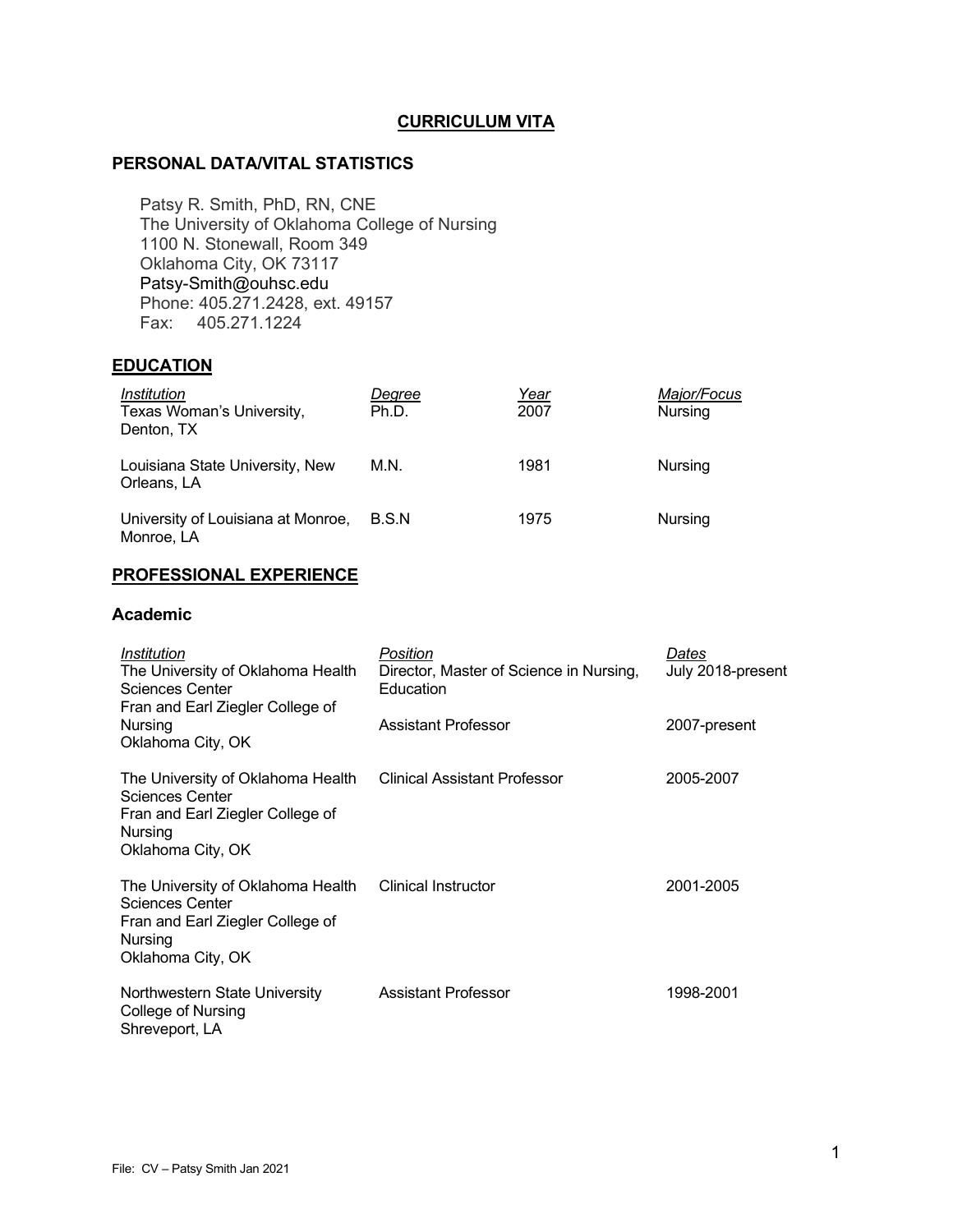# CURRICULUM VITA

## PERSONAL DATA/VITAL STATISTICS

Patsy R. Smith, PhD, RN, CNE
The University of Oklahoma College of Nursing
1100 N. Stonewall, Room 349
Oklahoma City, OK 73117
Patsy-Smith@ouhsc.edu
Phone: 405.271.2428, ext. 49157
Fax: 405.271.1224

## EDUCATION

| *Institution* | *Degree* | *Year* | *Major/Focus* |
|---|---|---|---|
| Texas Woman's University, Denton, TX | Ph.D. | 2007 | Nursing |
| Louisiana State University, New Orleans, LA | M.N. | 1981 | Nursing |
| University of Louisiana at Monroe, Monroe, LA | B.S.N | 1975 | Nursing |

## PROFESSIONAL EXPERIENCE

### Academic

| *Institution* | *Position* | *Dates* |
|---|---|---|
| The University of Oklahoma Health Sciences Center, Fran and Earl Ziegler College of Nursing, Oklahoma City, OK | Director, Master of Science in Nursing, Education | July 2018-present |
| | Assistant Professor | 2007-present |
| The University of Oklahoma Health Sciences Center, Fran and Earl Ziegler College of Nursing, Oklahoma City, OK | Clinical Assistant Professor | 2005-2007 |
| The University of Oklahoma Health Sciences Center, Fran and Earl Ziegler College of Nursing, Oklahoma City, OK | Clinical Instructor | 2001-2005 |
| Northwestern State University College of Nursing, Shreveport, LA | Assistant Professor | 1998-2001 |

File: CV – Patsy Smith Jan 2021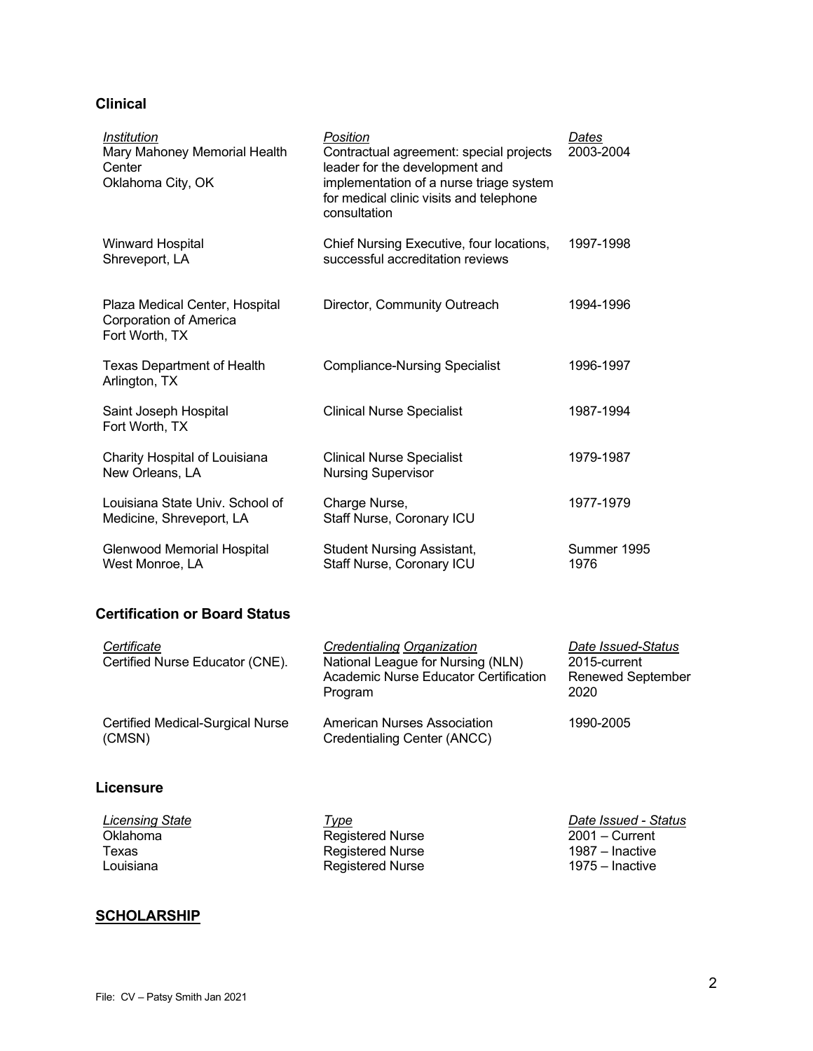### Clinical

| Institution | Position | Dates |
|---|---|---|
| Mary Mahoney Memorial Health Center<br>Oklahoma City, OK | Contractual agreement: special projects leader for the development and implementation of a nurse triage system for medical clinic visits and telephone consultation | 2003-2004 |
| Winward Hospital<br>Shreveport, LA | Chief Nursing Executive, four locations, successful accreditation reviews | 1997-1998 |
| Plaza Medical Center, Hospital Corporation of America<br>Fort Worth, TX | Director, Community Outreach | 1994-1996 |
| Texas Department of Health<br>Arlington, TX | Compliance-Nursing Specialist | 1996-1997 |
| Saint Joseph Hospital<br>Fort Worth, TX | Clinical Nurse Specialist | 1987-1994 |
| Charity Hospital of Louisiana<br>New Orleans, LA | Clinical Nurse Specialist<br>Nursing Supervisor | 1979-1987 |
| Louisiana State Univ. School of Medicine, Shreveport, LA | Charge Nurse,<br>Staff Nurse, Coronary ICU | 1977-1979 |
| Glenwood Memorial Hospital<br>West Monroe, LA | Student Nursing Assistant,<br>Staff Nurse, Coronary ICU | Summer 1995<br>1976 |

### Certification or Board Status

| Certificate | Credentialing Organization | Date Issued-Status |
|---|---|---|
| Certified Nurse Educator (CNE). | National League for Nursing (NLN) Academic Nurse Educator Certification Program | 2015-current<br>Renewed September 2020 |
| Certified Medical-Surgical Nurse (CMSN) | American Nurses Association Credentialing Center (ANCC) | 1990-2005 |

### Licensure

| Licensing State | Type | Date Issued - Status |
|---|---|---|
| Oklahoma | Registered Nurse | 2001 – Current |
| Texas | Registered Nurse | 1987 – Inactive |
| Louisiana | Registered Nurse | 1975 – Inactive |

## SCHOLARSHIP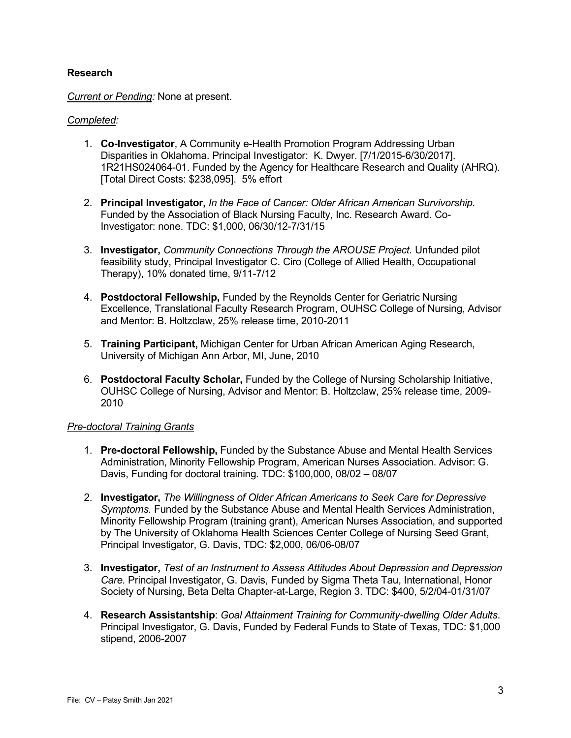**Research**

*Current or Pending:* None at present.

*Completed:*

1. **Co-Investigator**, A Community e-Health Promotion Program Addressing Urban Disparities in Oklahoma. Principal Investigator: K. Dwyer. [7/1/2015-6/30/2017]. 1R21HS024064-01. Funded by the Agency for Healthcare Research and Quality (AHRQ). [Total Direct Costs: $238,095]. 5% effort

2. **Principal Investigator,** *In the Face of Cancer: Older African American Survivorship.* Funded by the Association of Black Nursing Faculty, Inc. Research Award. Co-Investigator: none. TDC: $1,000, 06/30/12-7/31/15

3. **Investigator,** *Community Connections Through the AROUSE Project.* Unfunded pilot feasibility study, Principal Investigator C. Ciro (College of Allied Health, Occupational Therapy), 10% donated time, 9/11-7/12

4. **Postdoctoral Fellowship,** Funded by the Reynolds Center for Geriatric Nursing Excellence, Translational Faculty Research Program, OUHSC College of Nursing, Advisor and Mentor: B. Holtzclaw, 25% release time, 2010-2011

5. **Training Participant,** Michigan Center for Urban African American Aging Research, University of Michigan Ann Arbor, MI, June, 2010

6. **Postdoctoral Faculty Scholar,** Funded by the College of Nursing Scholarship Initiative, OUHSC College of Nursing, Advisor and Mentor: B. Holtzclaw, 25% release time, 2009-2010

*Pre-doctoral Training Grants*

1. **Pre-doctoral Fellowship,** Funded by the Substance Abuse and Mental Health Services Administration, Minority Fellowship Program, American Nurses Association. Advisor: G. Davis, Funding for doctoral training. TDC: $100,000, 08/02 – 08/07

2. **Investigator,** *The Willingness of Older African Americans to Seek Care for Depressive Symptoms.* Funded by the Substance Abuse and Mental Health Services Administration, Minority Fellowship Program (training grant), American Nurses Association, and supported by The University of Oklahoma Health Sciences Center College of Nursing Seed Grant, Principal Investigator, G. Davis, TDC: $2,000, 06/06-08/07

3. **Investigator,** *Test of an Instrument to Assess Attitudes About Depression and Depression Care.* Principal Investigator, G. Davis, Funded by Sigma Theta Tau, International, Honor Society of Nursing, Beta Delta Chapter-at-Large, Region 3. TDC: $400, 5/2/04-01/31/07

4. **Research Assistantship**: *Goal Attainment Training for Community-dwelling Older Adults*. Principal Investigator, G. Davis, Funded by Federal Funds to State of Texas, TDC: $1,000 stipend, 2006-2007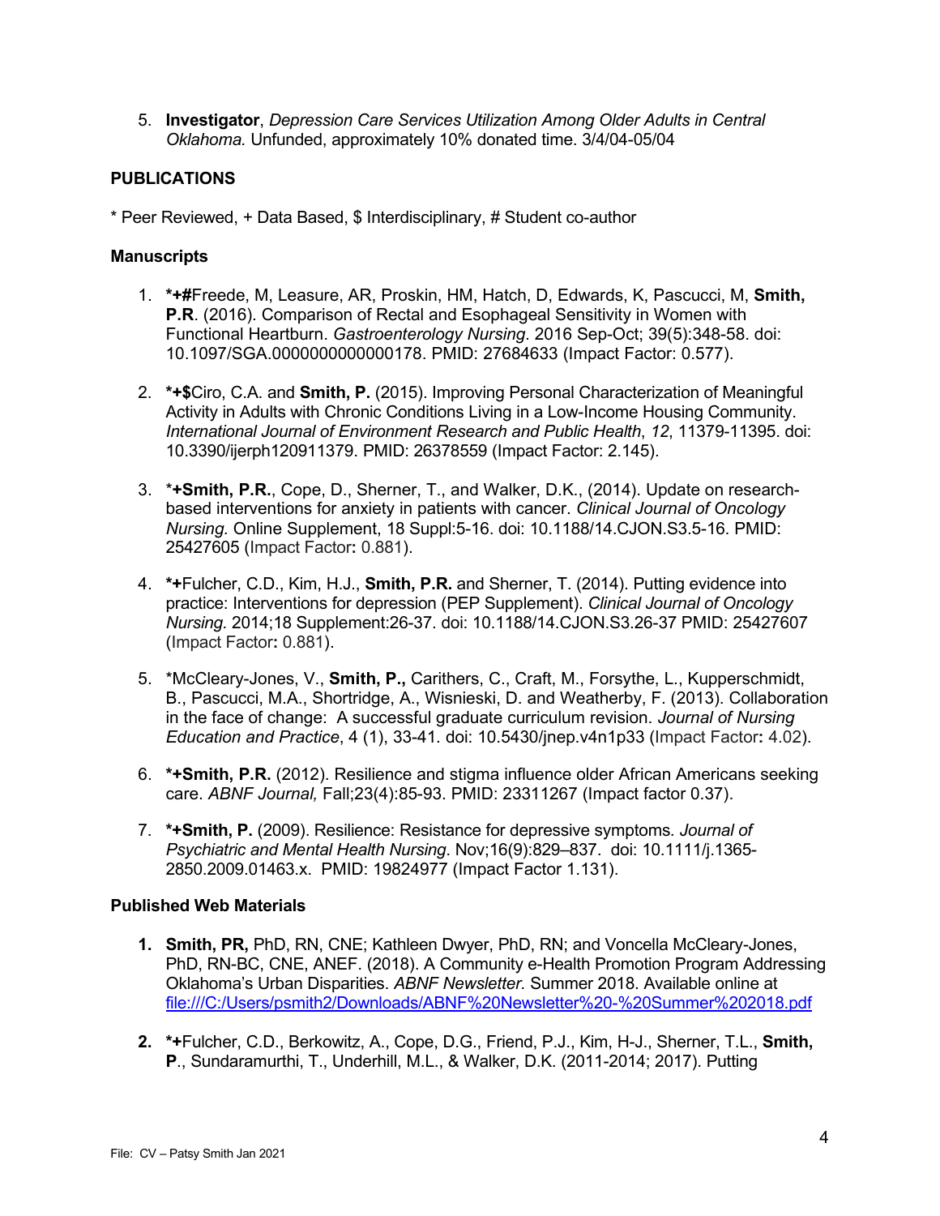5. **Investigator**, *Depression Care Services Utilization Among Older Adults in Central Oklahoma.* Unfunded, approximately 10% donated time. 3/4/04-05/04

## PUBLICATIONS

* Peer Reviewed, + Data Based, $ Interdisciplinary, # Student co-author

### Manuscripts

1. **\*+#**Freede, M, Leasure, AR, Proskin, HM, Hatch, D, Edwards, K, Pascucci, M, **Smith, P.R**. (2016). Comparison of Rectal and Esophageal Sensitivity in Women with Functional Heartburn. *Gastroenterology Nursing*. 2016 Sep-Oct; 39(5):348-58. doi: 10.1097/SGA.0000000000000178. PMID: 27684633 (Impact Factor: 0.577).

2. **\*+$**Ciro, C.A. and **Smith, P.** (2015). Improving Personal Characterization of Meaningful Activity in Adults with Chronic Conditions Living in a Low-Income Housing Community. *International Journal of Environment Research and Public Health*, *12*, 11379-11395. doi: 10.3390/ijerph120911379. PMID: 26378559 (Impact Factor: 2.145).

3. \***+Smith, P.R.**, Cope, D., Sherner, T., and Walker, D.K., (2014). Update on research-based interventions for anxiety in patients with cancer. *Clinical Journal of Oncology Nursing.* Online Supplement, 18 Suppl:5-16. doi: 10.1188/14.CJON.S3.5-16. PMID: 25427605 (Impact Factor**:** 0.881).

4. **\*+**Fulcher, C.D., Kim, H.J., **Smith, P.R.** and Sherner, T. (2014). Putting evidence into practice: Interventions for depression (PEP Supplement). *Clinical Journal of Oncology Nursing.* 2014;18 Supplement:26-37. doi: 10.1188/14.CJON.S3.26-37 PMID: 25427607 (Impact Factor**:** 0.881).

5. \*McCleary-Jones, V., **Smith, P.,** Carithers, C., Craft, M., Forsythe, L., Kupperschmidt, B., Pascucci, M.A., Shortridge, A., Wisnieski, D. and Weatherby, F. (2013). Collaboration in the face of change: A successful graduate curriculum revision. *Journal of Nursing Education and Practice*, 4 (1), 33-41. doi: 10.5430/jnep.v4n1p33 (Impact Factor**:** 4.02).

6. **\*+Smith, P.R.** (2012). Resilience and stigma influence older African Americans seeking care. *ABNF Journal,* Fall;23(4):85-93. PMID: 23311267 (Impact factor 0.37).

7. **\*+Smith, P.** (2009). Resilience: Resistance for depressive symptoms*. Journal of Psychiatric and Mental Health Nursing*. Nov;16(9):829–837. doi: 10.1111/j.1365-2850.2009.01463.x. PMID: 19824977 (Impact Factor 1.131).

### Published Web Materials

1. **Smith, PR,** PhD, RN, CNE; Kathleen Dwyer, PhD, RN; and Voncella McCleary-Jones, PhD, RN-BC, CNE, ANEF. (2018). A Community e-Health Promotion Program Addressing Oklahoma's Urban Disparities. *ABNF Newsletter.* Summer 2018. Available online at file:///C:/Users/psmith2/Downloads/ABNF%20Newsletter%20-%20Summer%202018.pdf

2. **\*+**Fulcher, C.D., Berkowitz, A., Cope, D.G., Friend, P.J., Kim, H-J., Sherner, T.L., **Smith, P**., Sundaramurthi, T., Underhill, M.L., & Walker, D.K. (2011-2014; 2017). Putting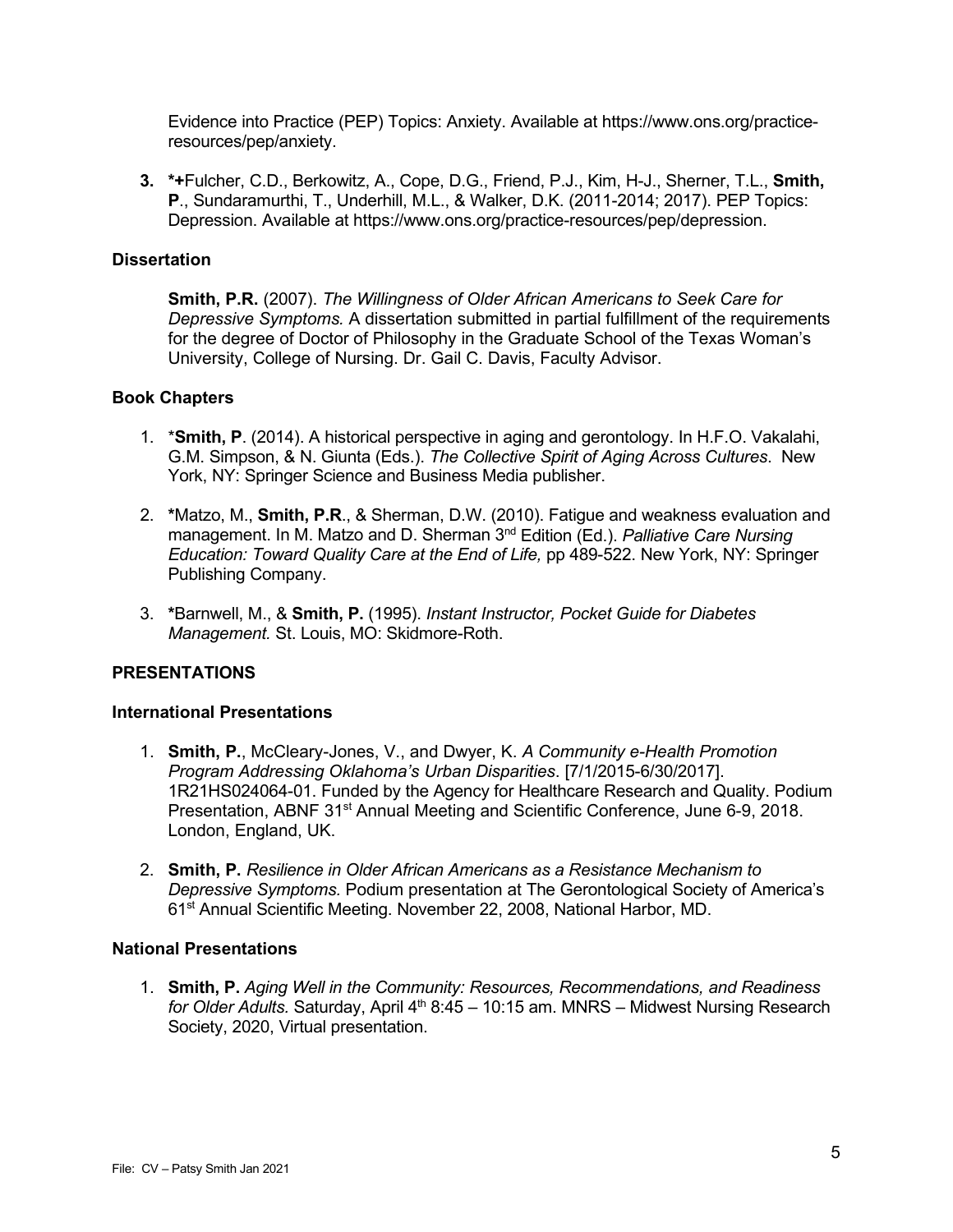Evidence into Practice (PEP) Topics: Anxiety. Available at https://www.ons.org/practice-resources/pep/anxiety.

3. ***+**Fulcher, C.D., Berkowitz, A., Cope, D.G., Friend, P.J., Kim, H-J., Sherner, T.L., **Smith, P**., Sundaramurthi, T., Underhill, M.L., & Walker, D.K. (2011-2014; 2017). PEP Topics: Depression. Available at https://www.ons.org/practice-resources/pep/depression.

### Dissertation

**Smith, P.R.** (2007). *The Willingness of Older African Americans to Seek Care for Depressive Symptoms.* A dissertation submitted in partial fulfillment of the requirements for the degree of Doctor of Philosophy in the Graduate School of the Texas Woman's University, College of Nursing. Dr. Gail C. Davis, Faculty Advisor.

### Book Chapters

1. \***Smith, P**. (2014). A historical perspective in aging and gerontology. In H.F.O. Vakalahi, G.M. Simpson, & N. Giunta (Eds.). *The Collective Spirit of Aging Across Cultures*. New York, NY: Springer Science and Business Media publisher.

2. **\***Matzo, M., **Smith, P.R**., & Sherman, D.W. (2010). Fatigue and weakness evaluation and management. In M. Matzo and D. Sherman 3rd Edition (Ed.). *Palliative Care Nursing Education: Toward Quality Care at the End of Life,* pp 489-522. New York, NY: Springer Publishing Company.

3. **\***Barnwell, M., & **Smith, P.** (1995). *Instant Instructor, Pocket Guide for Diabetes Management.* St. Louis, MO: Skidmore-Roth.

## PRESENTATIONS

### International Presentations

1. **Smith, P.**, McCleary-Jones, V., and Dwyer, K. *A Community e-Health Promotion Program Addressing Oklahoma's Urban Disparities*. [7/1/2015-6/30/2017]. 1R21HS024064-01. Funded by the Agency for Healthcare Research and Quality. Podium Presentation, ABNF 31st Annual Meeting and Scientific Conference, June 6-9, 2018. London, England, UK.

2. **Smith, P.** *Resilience in Older African Americans as a Resistance Mechanism to Depressive Symptoms.* Podium presentation at The Gerontological Society of America's 61st Annual Scientific Meeting. November 22, 2008, National Harbor, MD.

### National Presentations

1. **Smith, P.** *Aging Well in the Community: Resources, Recommendations, and Readiness for Older Adults.* Saturday, April 4th 8:45 – 10:15 am. MNRS – Midwest Nursing Research Society, 2020, Virtual presentation.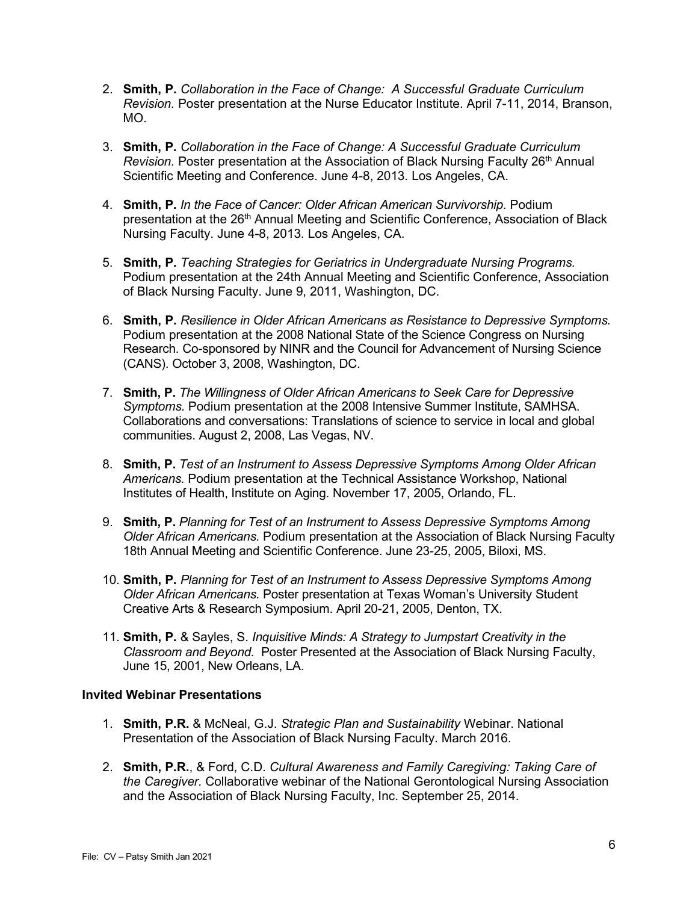2. **Smith, P.** *Collaboration in the Face of Change: A Successful Graduate Curriculum Revision.* Poster presentation at the Nurse Educator Institute. April 7-11, 2014, Branson, MO.

3. **Smith, P.** *Collaboration in the Face of Change: A Successful Graduate Curriculum Revision.* Poster presentation at the Association of Black Nursing Faculty 26th Annual Scientific Meeting and Conference. June 4-8, 2013. Los Angeles, CA.

4. **Smith, P.** *In the Face of Cancer: Older African American Survivorship*. Podium presentation at the 26th Annual Meeting and Scientific Conference, Association of Black Nursing Faculty. June 4-8, 2013. Los Angeles, CA.

5. **Smith, P.** *Teaching Strategies for Geriatrics in Undergraduate Nursing Programs.* Podium presentation at the 24th Annual Meeting and Scientific Conference, Association of Black Nursing Faculty. June 9, 2011, Washington, DC.

6. **Smith, P.** *Resilience in Older African Americans as Resistance to Depressive Symptoms.* Podium presentation at the 2008 National State of the Science Congress on Nursing Research. Co-sponsored by NINR and the Council for Advancement of Nursing Science (CANS). October 3, 2008, Washington, DC.

7. **Smith, P.** *The Willingness of Older African Americans to Seek Care for Depressive Symptoms.* Podium presentation at the 2008 Intensive Summer Institute, SAMHSA. Collaborations and conversations: Translations of science to service in local and global communities. August 2, 2008, Las Vegas, NV.

8. **Smith, P.** *Test of an Instrument to Assess Depressive Symptoms Among Older African Americans.* Podium presentation at the Technical Assistance Workshop, National Institutes of Health, Institute on Aging. November 17, 2005, Orlando, FL.

9. **Smith, P.** *Planning for Test of an Instrument to Assess Depressive Symptoms Among Older African Americans.* Podium presentation at the Association of Black Nursing Faculty 18th Annual Meeting and Scientific Conference. June 23-25, 2005, Biloxi, MS.

10. **Smith, P.** *Planning for Test of an Instrument to Assess Depressive Symptoms Among Older African Americans.* Poster presentation at Texas Woman's University Student Creative Arts & Research Symposium. April 20-21, 2005, Denton, TX.

11. **Smith, P.** & Sayles, S. *Inquisitive Minds: A Strategy to Jumpstart Creativity in the Classroom and Beyond.* Poster Presented at the Association of Black Nursing Faculty, June 15, 2001, New Orleans, LA.

### Invited Webinar Presentations

1. **Smith, P.R.** & McNeal, G.J. *Strategic Plan and Sustainability* Webinar. National Presentation of the Association of Black Nursing Faculty. March 2016.

2. **Smith, P.R.**, & Ford, C.D. *Cultural Awareness and Family Caregiving: Taking Care of the Caregiver.* Collaborative webinar of the National Gerontological Nursing Association and the Association of Black Nursing Faculty, Inc. September 25, 2014.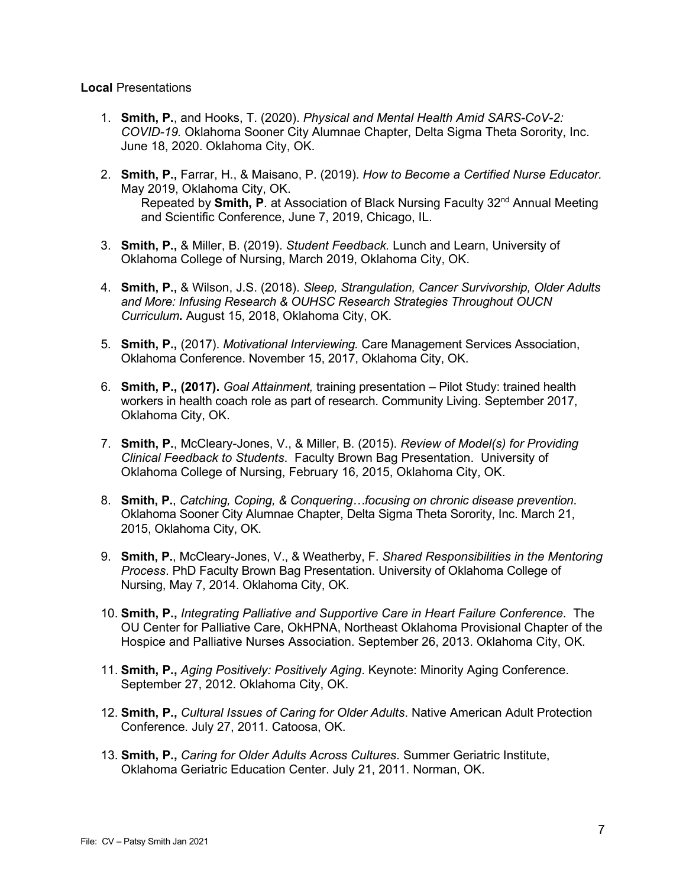**Local** Presentations

1. **Smith, P.**, and Hooks, T. (2020). *Physical and Mental Health Amid SARS-CoV-2: COVID-19.* Oklahoma Sooner City Alumnae Chapter, Delta Sigma Theta Sorority, Inc. June 18, 2020. Oklahoma City, OK.

2. **Smith, P.,** Farrar, H., & Maisano, P. (2019). *How to Become a Certified Nurse Educator.* May 2019, Oklahoma City, OK.
   Repeated by **Smith, P**. at Association of Black Nursing Faculty 32nd Annual Meeting and Scientific Conference, June 7, 2019, Chicago, IL.

3. **Smith, P.,** & Miller, B. (2019). *Student Feedback.* Lunch and Learn, University of Oklahoma College of Nursing, March 2019, Oklahoma City, OK.

4. **Smith, P.,** & Wilson, J.S. (2018). *Sleep, Strangulation, Cancer Survivorship, Older Adults and More: Infusing Research & OUHSC Research Strategies Throughout OUCN Curriculum.* August 15, 2018, Oklahoma City, OK.

5. **Smith, P.,** (2017). *Motivational Interviewing.* Care Management Services Association, Oklahoma Conference. November 15, 2017, Oklahoma City, OK.

6. **Smith, P., (2017).** *Goal Attainment,* training presentation – Pilot Study: trained health workers in health coach role as part of research. Community Living. September 2017, Oklahoma City, OK.

7. **Smith, P.**, McCleary-Jones, V., & Miller, B. (2015). *Review of Model(s) for Providing Clinical Feedback to Students*. Faculty Brown Bag Presentation. University of Oklahoma College of Nursing, February 16, 2015, Oklahoma City, OK.

8. **Smith, P.**, *Catching, Coping, & Conquering…focusing on chronic disease prevention*. Oklahoma Sooner City Alumnae Chapter, Delta Sigma Theta Sorority, Inc. March 21, 2015, Oklahoma City, OK.

9. **Smith, P.**, McCleary-Jones, V., & Weatherby, F. *Shared Responsibilities in the Mentoring Process*. PhD Faculty Brown Bag Presentation. University of Oklahoma College of Nursing, May 7, 2014. Oklahoma City, OK.

10. **Smith, P.,** *Integrating Palliative and Supportive Care in Heart Failure Conference*. The OU Center for Palliative Care, OkHPNA, Northeast Oklahoma Provisional Chapter of the Hospice and Palliative Nurses Association. September 26, 2013. Oklahoma City, OK.

11. **Smith, P.,** *Aging Positively: Positively Aging*. Keynote: Minority Aging Conference. September 27, 2012. Oklahoma City, OK.

12. **Smith, P.,** *Cultural Issues of Caring for Older Adults*. Native American Adult Protection Conference. July 27, 2011. Catoosa, OK.

13. **Smith, P.,** *Caring for Older Adults Across Cultures*. Summer Geriatric Institute, Oklahoma Geriatric Education Center. July 21, 2011. Norman, OK.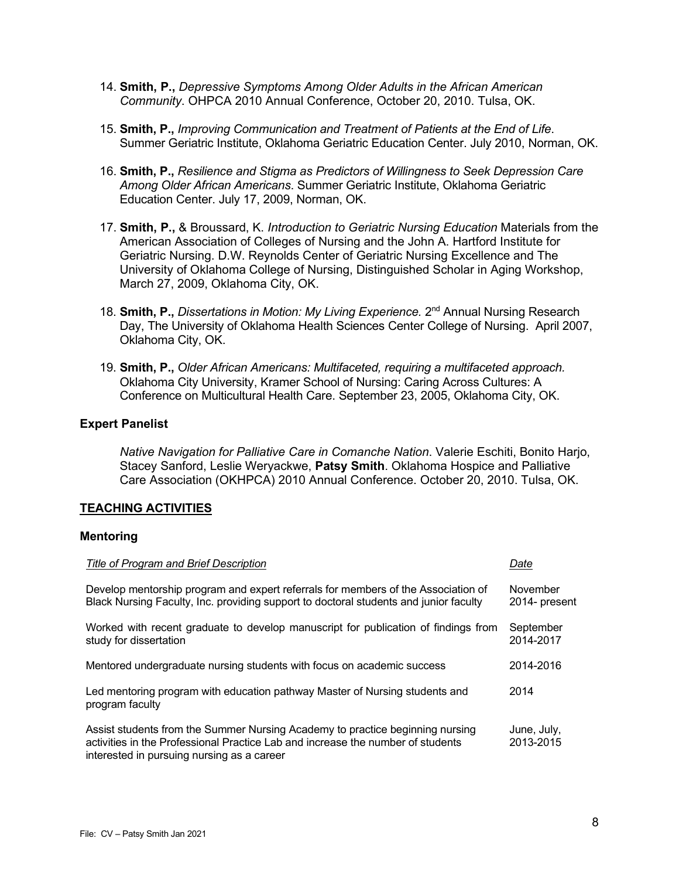14. **Smith, P.,** *Depressive Symptoms Among Older Adults in the African American Community*. OHPCA 2010 Annual Conference, October 20, 2010. Tulsa, OK.

15. **Smith, P.,** *Improving Communication and Treatment of Patients at the End of Life*. Summer Geriatric Institute, Oklahoma Geriatric Education Center. July 2010, Norman, OK.

16. **Smith, P.,** *Resilience and Stigma as Predictors of Willingness to Seek Depression Care Among Older African Americans*. Summer Geriatric Institute, Oklahoma Geriatric Education Center. July 17, 2009, Norman, OK.

17. **Smith, P.,** & Broussard, K. *Introduction to Geriatric Nursing Education* Materials from the American Association of Colleges of Nursing and the John A. Hartford Institute for Geriatric Nursing. D.W. Reynolds Center of Geriatric Nursing Excellence and The University of Oklahoma College of Nursing, Distinguished Scholar in Aging Workshop, March 27, 2009, Oklahoma City, OK.

18. **Smith, P.,** *Dissertations in Motion: My Living Experience.* 2nd Annual Nursing Research Day, The University of Oklahoma Health Sciences Center College of Nursing. April 2007, Oklahoma City, OK.

19. **Smith, P.,** *Older African Americans: Multifaceted, requiring a multifaceted approach.* Oklahoma City University, Kramer School of Nursing: Caring Across Cultures: A Conference on Multicultural Health Care. September 23, 2005, Oklahoma City, OK.

### Expert Panelist

*Native Navigation for Palliative Care in Comanche Nation*. Valerie Eschiti, Bonito Harjo, Stacey Sanford, Leslie Weryackwe, **Patsy Smith**. Oklahoma Hospice and Palliative Care Association (OKHPCA) 2010 Annual Conference. October 20, 2010. Tulsa, OK.

## TEACHING ACTIVITIES

### Mentoring

| *Title of Program and Brief Description* | *Date* |
|---|---|
| Develop mentorship program and expert referrals for members of the Association of Black Nursing Faculty, Inc. providing support to doctoral students and junior faculty | November 2014- present |
| Worked with recent graduate to develop manuscript for publication of findings from study for dissertation | September 2014-2017 |
| Mentored undergraduate nursing students with focus on academic success | 2014-2016 |
| Led mentoring program with education pathway Master of Nursing students and program faculty | 2014 |
| Assist students from the Summer Nursing Academy to practice beginning nursing activities in the Professional Practice Lab and increase the number of students interested in pursuing nursing as a career | June, July, 2013-2015 |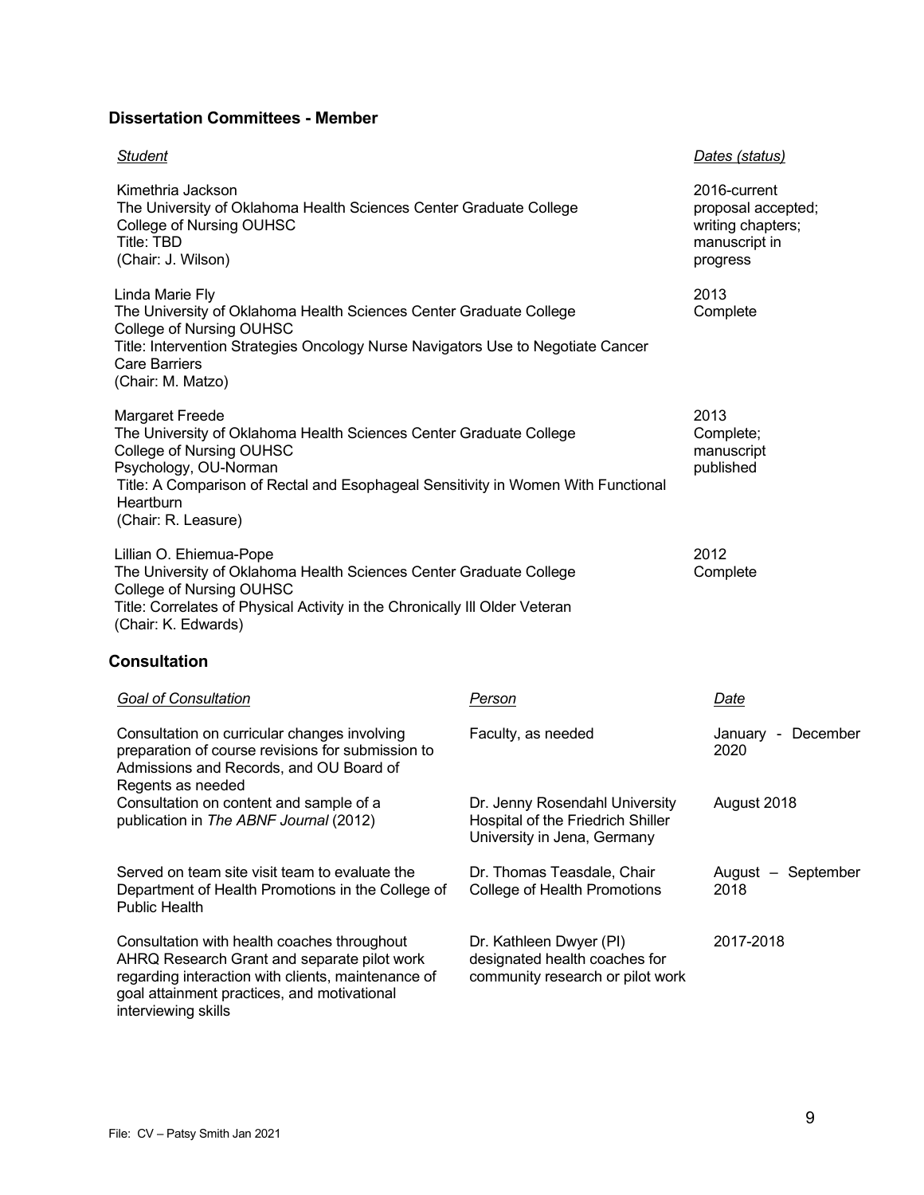### Dissertation Committees - Member

| *Student* | *Dates (status)* |
|---|---|
| Kimethria Jackson<br>The University of Oklahoma Health Sciences Center Graduate College<br>College of Nursing OUHSC<br>Title: TBD<br>(Chair: J. Wilson) | 2016-current<br>proposal accepted; writing chapters; manuscript in progress |
| Linda Marie Fly<br>The University of Oklahoma Health Sciences Center Graduate College<br>College of Nursing OUHSC<br>Title: Intervention Strategies Oncology Nurse Navigators Use to Negotiate Cancer Care Barriers<br>(Chair: M. Matzo) | 2013<br>Complete |
| Margaret Freede<br>The University of Oklahoma Health Sciences Center Graduate College<br>College of Nursing OUHSC<br>Psychology, OU-Norman<br>Title: A Comparison of Rectal and Esophageal Sensitivity in Women With Functional Heartburn<br>(Chair: R. Leasure) | 2013<br>Complete; manuscript published |
| Lillian O. Ehiemua-Pope<br>The University of Oklahoma Health Sciences Center Graduate College<br>College of Nursing OUHSC<br>Title: Correlates of Physical Activity in the Chronically Ill Older Veteran<br>(Chair: K. Edwards) | 2012<br>Complete |

### Consultation

| *Goal of Consultation* | *Person* | *Date* |
|---|---|---|
| Consultation on curricular changes involving preparation of course revisions for submission to Admissions and Records, and OU Board of Regents as needed | Faculty, as needed | January - December 2020 |
| Consultation on content and sample of a publication in *The ABNF Journal* (2012) | Dr. Jenny Rosendahl University Hospital of the Friedrich Shiller University in Jena, Germany | August 2018 |
| Served on team site visit team to evaluate the Department of Health Promotions in the College of Public Health | Dr. Thomas Teasdale, Chair College of Health Promotions | August – September 2018 |
| Consultation with health coaches throughout AHRQ Research Grant and separate pilot work regarding interaction with clients, maintenance of goal attainment practices, and motivational interviewing skills | Dr. Kathleen Dwyer (PI) designated health coaches for community research or pilot work | 2017-2018 |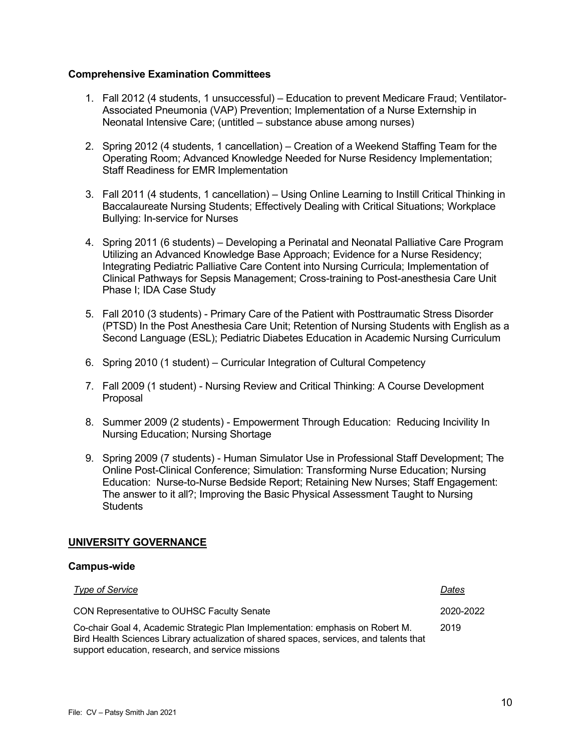### Comprehensive Examination Committees

1. Fall 2012 (4 students, 1 unsuccessful) – Education to prevent Medicare Fraud; Ventilator-Associated Pneumonia (VAP) Prevention; Implementation of a Nurse Externship in Neonatal Intensive Care; (untitled – substance abuse among nurses)

2. Spring 2012 (4 students, 1 cancellation) – Creation of a Weekend Staffing Team for the Operating Room; Advanced Knowledge Needed for Nurse Residency Implementation; Staff Readiness for EMR Implementation

3. Fall 2011 (4 students, 1 cancellation) – Using Online Learning to Instill Critical Thinking in Baccalaureate Nursing Students; Effectively Dealing with Critical Situations; Workplace Bullying: In-service for Nurses

4. Spring 2011 (6 students) – Developing a Perinatal and Neonatal Palliative Care Program Utilizing an Advanced Knowledge Base Approach; Evidence for a Nurse Residency; Integrating Pediatric Palliative Care Content into Nursing Curricula; Implementation of Clinical Pathways for Sepsis Management; Cross-training to Post-anesthesia Care Unit Phase I; IDA Case Study

5. Fall 2010 (3 students) - Primary Care of the Patient with Posttraumatic Stress Disorder (PTSD) In the Post Anesthesia Care Unit; Retention of Nursing Students with English as a Second Language (ESL); Pediatric Diabetes Education in Academic Nursing Curriculum

6. Spring 2010 (1 student) – Curricular Integration of Cultural Competency

7. Fall 2009 (1 student) - Nursing Review and Critical Thinking: A Course Development Proposal

8. Summer 2009 (2 students) - Empowerment Through Education: Reducing Incivility In Nursing Education; Nursing Shortage

9. Spring 2009 (7 students) - Human Simulator Use in Professional Staff Development; The Online Post-Clinical Conference; Simulation: Transforming Nurse Education; Nursing Education: Nurse-to-Nurse Bedside Report; Retaining New Nurses; Staff Engagement: The answer to it all?; Improving the Basic Physical Assessment Taught to Nursing Students

## UNIVERSITY GOVERNANCE

### Campus-wide

| *Type of Service* | *Dates* |
|---|---|
| CON Representative to OUHSC Faculty Senate | 2020-2022 |
| Co-chair Goal 4, Academic Strategic Plan Implementation: emphasis on Robert M. Bird Health Sciences Library actualization of shared spaces, services, and talents that support education, research, and service missions | 2019 |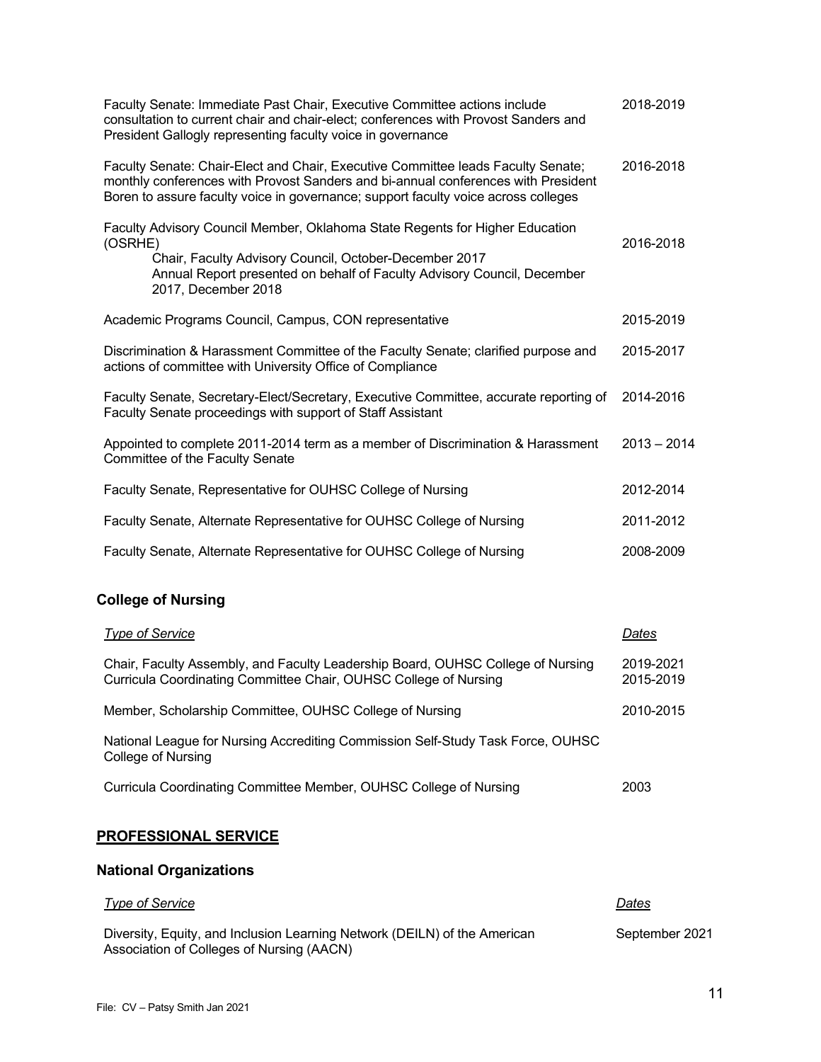| | |
|---|---|
| Faculty Senate: Immediate Past Chair, Executive Committee actions include consultation to current chair and chair-elect; conferences with Provost Sanders and President Gallogly representing faculty voice in governance | 2018-2019 |
| Faculty Senate: Chair-Elect and Chair, Executive Committee leads Faculty Senate; monthly conferences with Provost Sanders and bi-annual conferences with President Boren to assure faculty voice in governance; support faculty voice across colleges | 2016-2018 |
| Faculty Advisory Council Member, Oklahoma State Regents for Higher Education (OSRHE)<br>Chair, Faculty Advisory Council, October-December 2017<br>Annual Report presented on behalf of Faculty Advisory Council, December 2017, December 2018 | 2016-2018 |
| Academic Programs Council, Campus, CON representative | 2015-2019 |
| Discrimination & Harassment Committee of the Faculty Senate; clarified purpose and actions of committee with University Office of Compliance | 2015-2017 |
| Faculty Senate, Secretary-Elect/Secretary, Executive Committee, accurate reporting of Faculty Senate proceedings with support of Staff Assistant | 2014-2016 |
| Appointed to complete 2011-2014 term as a member of Discrimination & Harassment Committee of the Faculty Senate | 2013 – 2014 |
| Faculty Senate, Representative for OUHSC College of Nursing | 2012-2014 |
| Faculty Senate, Alternate Representative for OUHSC College of Nursing | 2011-2012 |
| Faculty Senate, Alternate Representative for OUHSC College of Nursing | 2008-2009 |

### College of Nursing

| *Type of Service* | *Dates* |
|---|---|
| Chair, Faculty Assembly, and Faculty Leadership Board, OUHSC College of Nursing | 2019-2021 |
| Curricula Coordinating Committee Chair, OUHSC College of Nursing | 2015-2019 |
| Member, Scholarship Committee, OUHSC College of Nursing | 2010-2015 |
| National League for Nursing Accrediting Commission Self-Study Task Force, OUHSC College of Nursing | |
| Curricula Coordinating Committee Member, OUHSC College of Nursing | 2003 |

## PROFESSIONAL SERVICE

### National Organizations

| *Type of Service* | *Dates* |
|---|---|
| Diversity, Equity, and Inclusion Learning Network (DEILN) of the American Association of Colleges of Nursing (AACN) | September 2021 |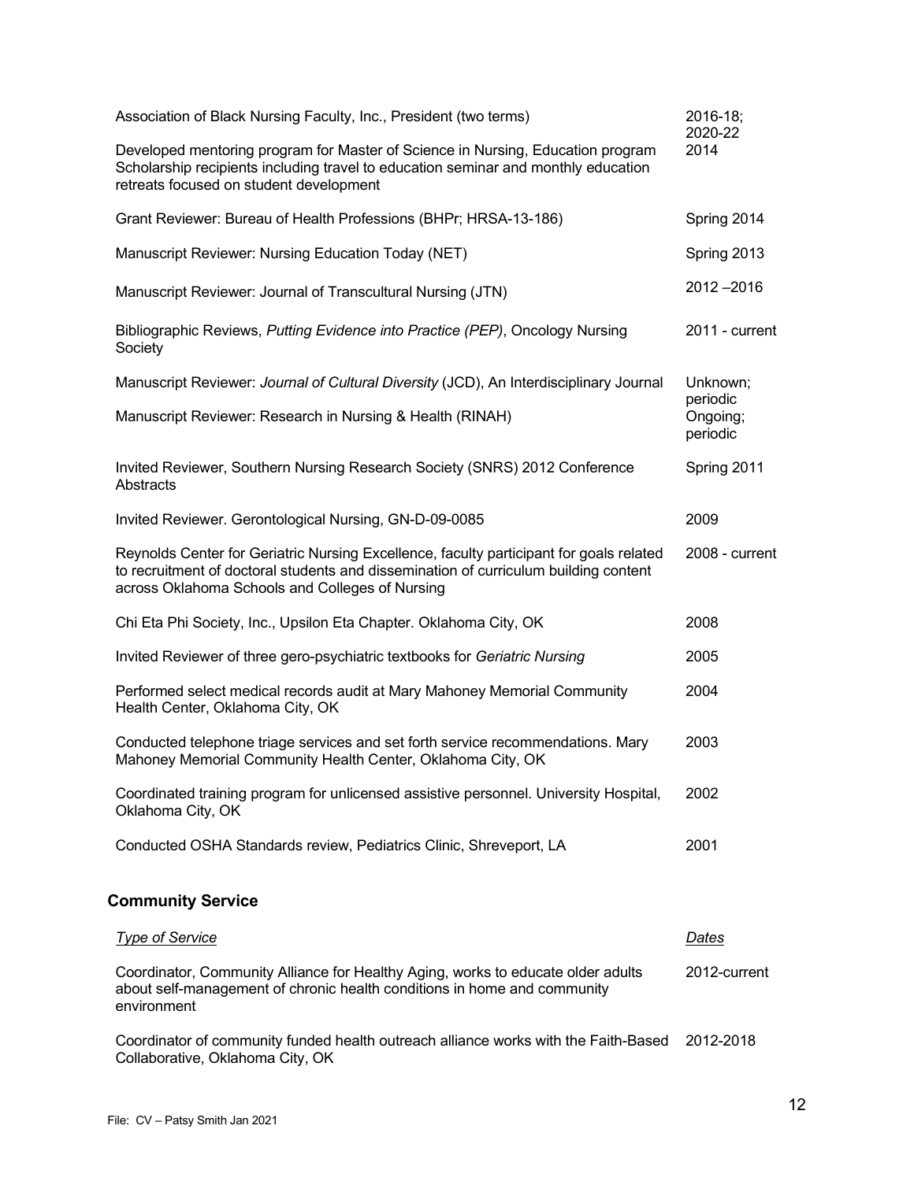| | |
|---|---|
| Association of Black Nursing Faculty, Inc., President (two terms) | 2016-18; 2020-22 |
| Developed mentoring program for Master of Science in Nursing, Education program Scholarship recipients including travel to education seminar and monthly education retreats focused on student development | 2014 |
| Grant Reviewer: Bureau of Health Professions (BHPr; HRSA-13-186) | Spring 2014 |
| Manuscript Reviewer: Nursing Education Today (NET) | Spring 2013 |
| Manuscript Reviewer: Journal of Transcultural Nursing (JTN) | 2012 –2016 |
| Bibliographic Reviews, *Putting Evidence into Practice (PEP)*, Oncology Nursing Society | 2011 - current |
| Manuscript Reviewer: *Journal of Cultural Diversity* (JCD), An Interdisciplinary Journal | Unknown; periodic |
| Manuscript Reviewer: Research in Nursing & Health (RINAH) | Ongoing; periodic |
| Invited Reviewer, Southern Nursing Research Society (SNRS) 2012 Conference Abstracts | Spring 2011 |
| Invited Reviewer. Gerontological Nursing, GN-D-09-0085 | 2009 |
| Reynolds Center for Geriatric Nursing Excellence, faculty participant for goals related to recruitment of doctoral students and dissemination of curriculum building content across Oklahoma Schools and Colleges of Nursing | 2008 - current |
| Chi Eta Phi Society, Inc., Upsilon Eta Chapter. Oklahoma City, OK | 2008 |
| Invited Reviewer of three gero-psychiatric textbooks for *Geriatric Nursing* | 2005 |
| Performed select medical records audit at Mary Mahoney Memorial Community Health Center, Oklahoma City, OK | 2004 |
| Conducted telephone triage services and set forth service recommendations. Mary Mahoney Memorial Community Health Center, Oklahoma City, OK | 2003 |
| Coordinated training program for unlicensed assistive personnel. University Hospital, Oklahoma City, OK | 2002 |
| Conducted OSHA Standards review, Pediatrics Clinic, Shreveport, LA | 2001 |

## Community Service

| *Type of Service* | *Dates* |
|---|---|
| Coordinator, Community Alliance for Healthy Aging, works to educate older adults about self-management of chronic health conditions in home and community environment | 2012-current |
| Coordinator of community funded health outreach alliance works with the Faith-Based Collaborative, Oklahoma City, OK | 2012-2018 |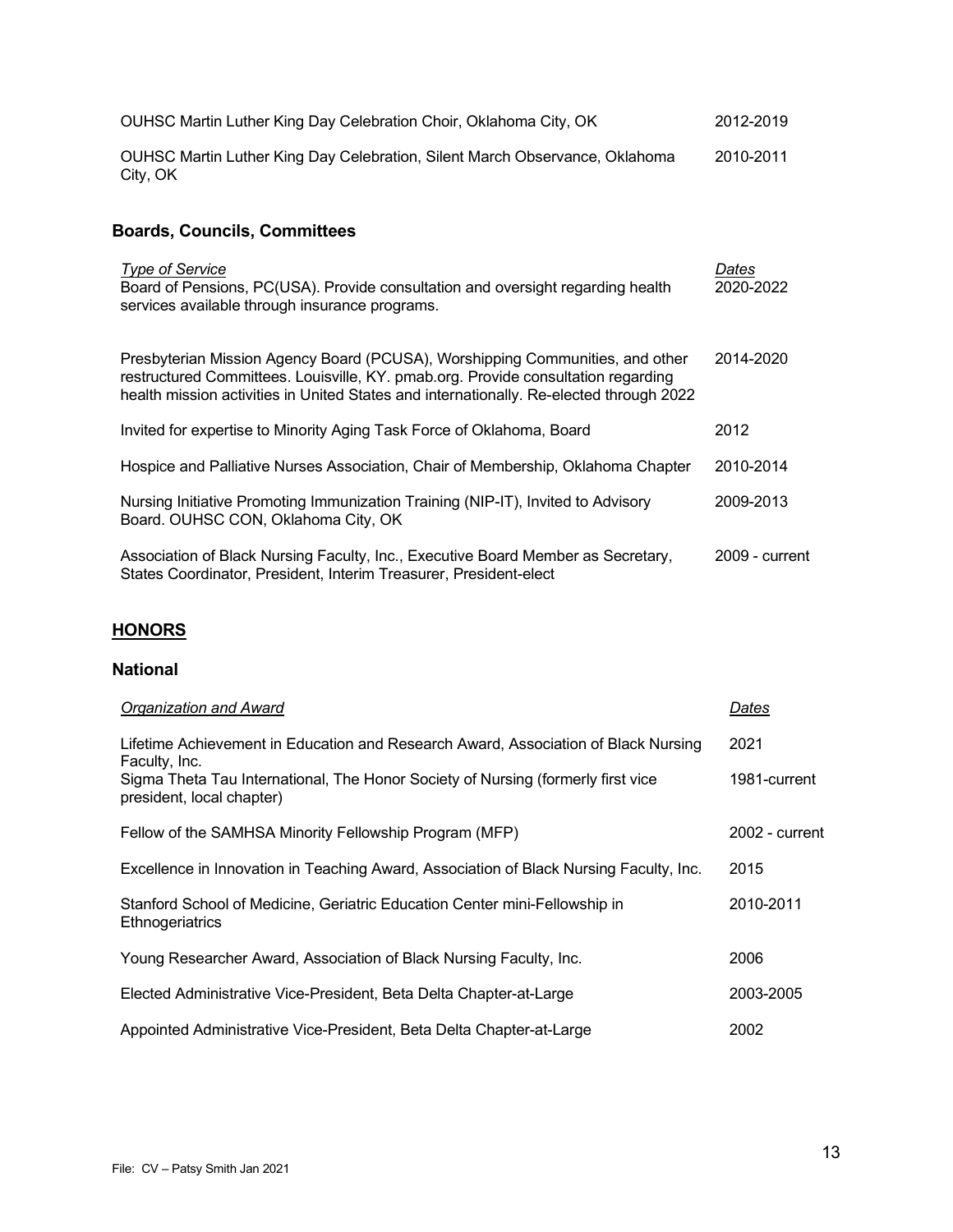| | |
|---|---|
| OUHSC Martin Luther King Day Celebration Choir, Oklahoma City, OK | 2012-2019 |
| OUHSC Martin Luther King Day Celebration, Silent March Observance, Oklahoma City, OK | 2010-2011 |

### Boards, Councils, Committees

| *Type of Service* | *Dates* |
|---|---|
| Board of Pensions, PC(USA). Provide consultation and oversight regarding health services available through insurance programs. | 2020-2022 |
| Presbyterian Mission Agency Board (PCUSA), Worshipping Communities, and other restructured Committees. Louisville, KY. pmab.org. Provide consultation regarding health mission activities in United States and internationally. Re-elected through 2022 | 2014-2020 |
| Invited for expertise to Minority Aging Task Force of Oklahoma, Board | 2012 |
| Hospice and Palliative Nurses Association, Chair of Membership, Oklahoma Chapter | 2010-2014 |
| Nursing Initiative Promoting Immunization Training (NIP-IT), Invited to Advisory Board. OUHSC CON, Oklahoma City, OK | 2009-2013 |
| Association of Black Nursing Faculty, Inc., Executive Board Member as Secretary, States Coordinator, President, Interim Treasurer, President-elect | 2009 - current |

## HONORS

### National

| *Organization and Award* | *Dates* |
|---|---|
| Lifetime Achievement in Education and Research Award, Association of Black Nursing Faculty, Inc. | 2021 |
| Sigma Theta Tau International, The Honor Society of Nursing (formerly first vice president, local chapter) | 1981-current |
| Fellow of the SAMHSA Minority Fellowship Program (MFP) | 2002 - current |
| Excellence in Innovation in Teaching Award, Association of Black Nursing Faculty, Inc. | 2015 |
| Stanford School of Medicine, Geriatric Education Center mini-Fellowship in Ethnogeriatrics | 2010-2011 |
| Young Researcher Award, Association of Black Nursing Faculty, Inc. | 2006 |
| Elected Administrative Vice-President, Beta Delta Chapter-at-Large | 2003-2005 |
| Appointed Administrative Vice-President, Beta Delta Chapter-at-Large | 2002 |

File: CV – Patsy Smith Jan 2021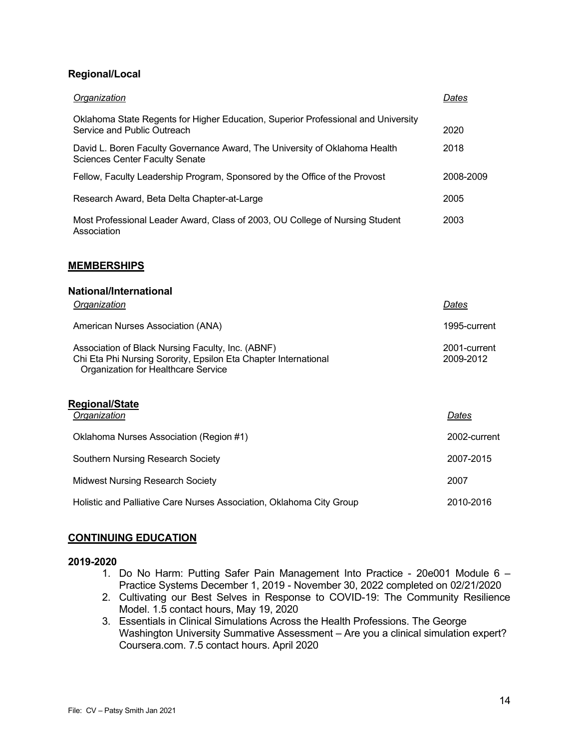### Regional/Local

| *Organization* | *Dates* |
|---|---|
| Oklahoma State Regents for Higher Education, Superior Professional and University Service and Public Outreach | 2020 |
| David L. Boren Faculty Governance Award, The University of Oklahoma Health Sciences Center Faculty Senate | 2018 |
| Fellow, Faculty Leadership Program, Sponsored by the Office of the Provost | 2008-2009 |
| Research Award, Beta Delta Chapter-at-Large | 2005 |
| Most Professional Leader Award, Class of 2003, OU College of Nursing Student Association | 2003 |

## MEMBERSHIPS

### National/International

| *Organization* | *Dates* |
|---|---|
| American Nurses Association (ANA) | 1995-current |
| Association of Black Nursing Faculty, Inc. (ABNF) | 2001-current |
| Chi Eta Phi Nursing Sorority, Epsilon Eta Chapter International Organization for Healthcare Service | 2009-2012 |

### Regional/State

| *Organization* | *Dates* |
|---|---|
| Oklahoma Nurses Association (Region #1) | 2002-current |
| Southern Nursing Research Society | 2007-2015 |
| Midwest Nursing Research Society | 2007 |
| Holistic and Palliative Care Nurses Association, Oklahoma City Group | 2010-2016 |

## CONTINUING EDUCATION

### 2019-2020

1. Do No Harm: Putting Safer Pain Management Into Practice - 20e001 Module 6 – Practice Systems December 1, 2019 - November 30, 2022 completed on 02/21/2020
2. Cultivating our Best Selves in Response to COVID-19: The Community Resilience Model. 1.5 contact hours, May 19, 2020
3. Essentials in Clinical Simulations Across the Health Professions. The George Washington University Summative Assessment – Are you a clinical simulation expert? Coursera.com. 7.5 contact hours. April 2020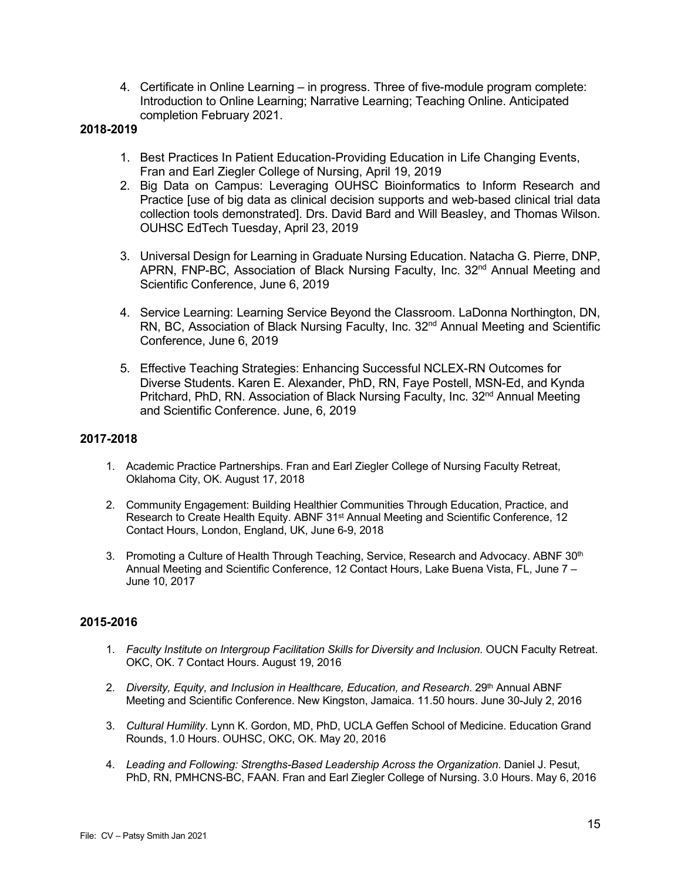4. Certificate in Online Learning – in progress. Three of five-module program complete: Introduction to Online Learning; Narrative Learning; Teaching Online. Anticipated completion February 2021.

**2018-2019**

1. Best Practices In Patient Education-Providing Education in Life Changing Events, Fran and Earl Ziegler College of Nursing, April 19, 2019
2. Big Data on Campus: Leveraging OUHSC Bioinformatics to Inform Research and Practice [use of big data as clinical decision supports and web-based clinical trial data collection tools demonstrated]. Drs. David Bard and Will Beasley, and Thomas Wilson. OUHSC EdTech Tuesday, April 23, 2019
3. Universal Design for Learning in Graduate Nursing Education. Natacha G. Pierre, DNP, APRN, FNP-BC, Association of Black Nursing Faculty, Inc. 32nd Annual Meeting and Scientific Conference, June 6, 2019
4. Service Learning: Learning Service Beyond the Classroom. LaDonna Northington, DN, RN, BC, Association of Black Nursing Faculty, Inc. 32nd Annual Meeting and Scientific Conference, June 6, 2019
5. Effective Teaching Strategies: Enhancing Successful NCLEX-RN Outcomes for Diverse Students. Karen E. Alexander, PhD, RN, Faye Postell, MSN-Ed, and Kynda Pritchard, PhD, RN. Association of Black Nursing Faculty, Inc. 32nd Annual Meeting and Scientific Conference. June, 6, 2019

**2017-2018**

1. Academic Practice Partnerships. Fran and Earl Ziegler College of Nursing Faculty Retreat, Oklahoma City, OK. August 17, 2018
2. Community Engagement: Building Healthier Communities Through Education, Practice, and Research to Create Health Equity. ABNF 31st Annual Meeting and Scientific Conference, 12 Contact Hours, London, England, UK, June 6-9, 2018
3. Promoting a Culture of Health Through Teaching, Service, Research and Advocacy. ABNF 30th Annual Meeting and Scientific Conference, 12 Contact Hours, Lake Buena Vista, FL, June 7 – June 10, 2017

**2015-2016**

1. *Faculty Institute on Intergroup Facilitation Skills for Diversity and Inclusion.* OUCN Faculty Retreat. OKC, OK. 7 Contact Hours. August 19, 2016
2. *Diversity, Equity, and Inclusion in Healthcare, Education, and Research*. 29th Annual ABNF Meeting and Scientific Conference. New Kingston, Jamaica. 11.50 hours. June 30-July 2, 2016
3. *Cultural Humility*. Lynn K. Gordon, MD, PhD, UCLA Geffen School of Medicine. Education Grand Rounds, 1.0 Hours. OUHSC, OKC, OK. May 20, 2016
4. *Leading and Following: Strengths-Based Leadership Across the Organization*. Daniel J. Pesut, PhD, RN, PMHCNS-BC, FAAN. Fran and Earl Ziegler College of Nursing. 3.0 Hours. May 6, 2016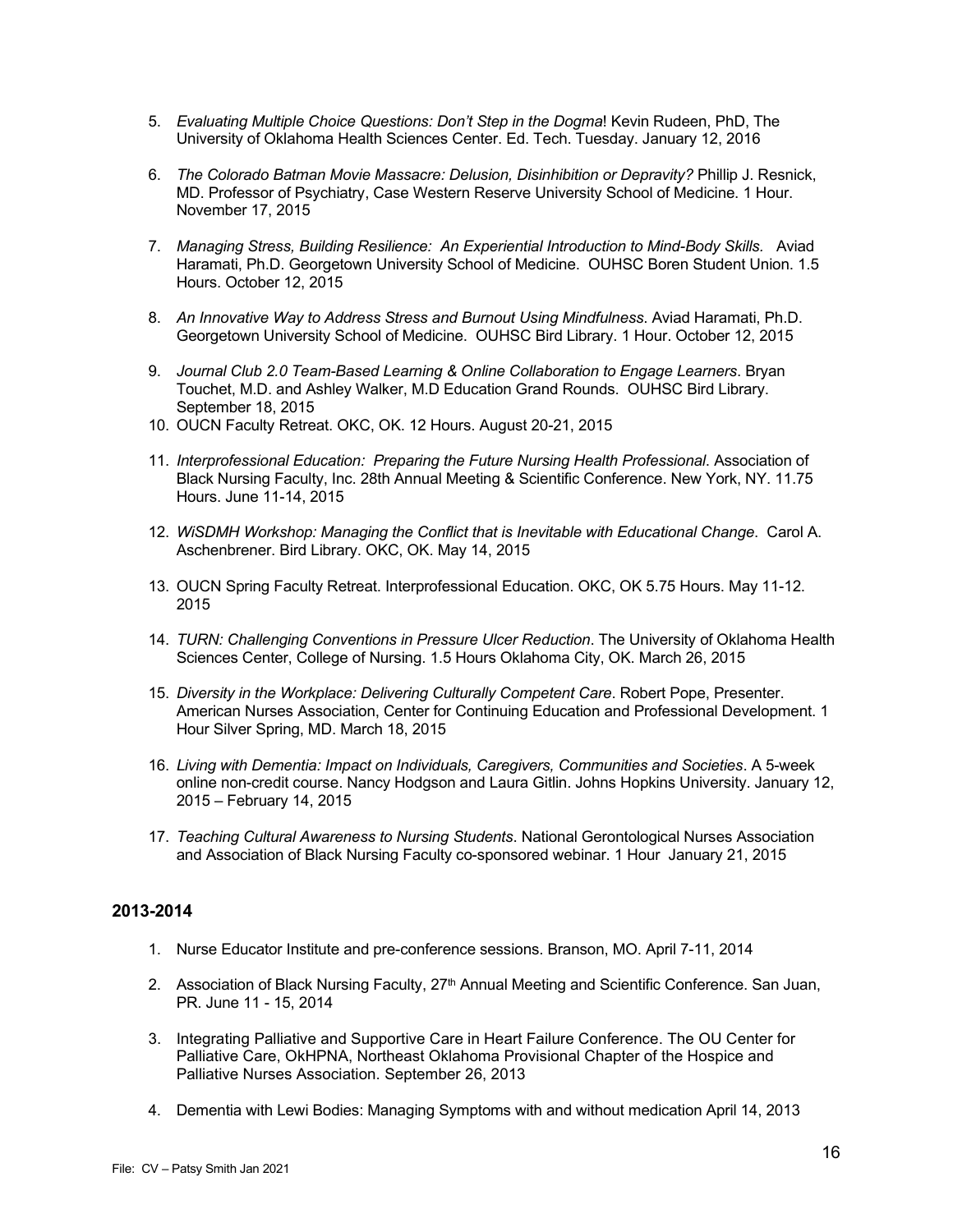5. *Evaluating Multiple Choice Questions: Don't Step in the Dogma*! Kevin Rudeen, PhD, The University of Oklahoma Health Sciences Center. Ed. Tech. Tuesday. January 12, 2016

6. *The Colorado Batman Movie Massacre: Delusion, Disinhibition or Depravity?* Phillip J. Resnick, MD. Professor of Psychiatry, Case Western Reserve University School of Medicine. 1 Hour. November 17, 2015

7. *Managing Stress, Building Resilience: An Experiential Introduction to Mind-Body Skills.* Aviad Haramati, Ph.D. Georgetown University School of Medicine. OUHSC Boren Student Union. 1.5 Hours. October 12, 2015

8. *An Innovative Way to Address Stress and Burnout Using Mindfulness*. Aviad Haramati, Ph.D. Georgetown University School of Medicine. OUHSC Bird Library. 1 Hour. October 12, 2015

9. *Journal Club 2.0 Team-Based Learning & Online Collaboration to Engage Learners*. Bryan Touchet, M.D. and Ashley Walker, M.D Education Grand Rounds. OUHSC Bird Library. September 18, 2015

10. OUCN Faculty Retreat. OKC, OK. 12 Hours. August 20-21, 2015

11. *Interprofessional Education: Preparing the Future Nursing Health Professional*. Association of Black Nursing Faculty, Inc. 28th Annual Meeting & Scientific Conference. New York, NY. 11.75 Hours. June 11-14, 2015

12. *WiSDMH Workshop: Managing the Conflict that is Inevitable with Educational Change*. Carol A. Aschenbrener. Bird Library. OKC, OK. May 14, 2015

13. OUCN Spring Faculty Retreat. Interprofessional Education. OKC, OK 5.75 Hours. May 11-12. 2015

14. *TURN: Challenging Conventions in Pressure Ulcer Reduction*. The University of Oklahoma Health Sciences Center, College of Nursing. 1.5 Hours Oklahoma City, OK. March 26, 2015

15. *Diversity in the Workplace: Delivering Culturally Competent Care*. Robert Pope, Presenter. American Nurses Association, Center for Continuing Education and Professional Development. 1 Hour Silver Spring, MD. March 18, 2015

16. *Living with Dementia: Impact on Individuals, Caregivers, Communities and Societies*. A 5-week online non-credit course. Nancy Hodgson and Laura Gitlin. Johns Hopkins University. January 12, 2015 – February 14, 2015

17. *Teaching Cultural Awareness to Nursing Students*. National Gerontological Nurses Association and Association of Black Nursing Faculty co-sponsored webinar. 1 Hour January 21, 2015

## 2013-2014

1. Nurse Educator Institute and pre-conference sessions. Branson, MO. April 7-11, 2014

2. Association of Black Nursing Faculty, 27th Annual Meeting and Scientific Conference. San Juan, PR. June 11 - 15, 2014

3. Integrating Palliative and Supportive Care in Heart Failure Conference. The OU Center for Palliative Care, OkHPNA, Northeast Oklahoma Provisional Chapter of the Hospice and Palliative Nurses Association. September 26, 2013

4. Dementia with Lewi Bodies: Managing Symptoms with and without medication April 14, 2013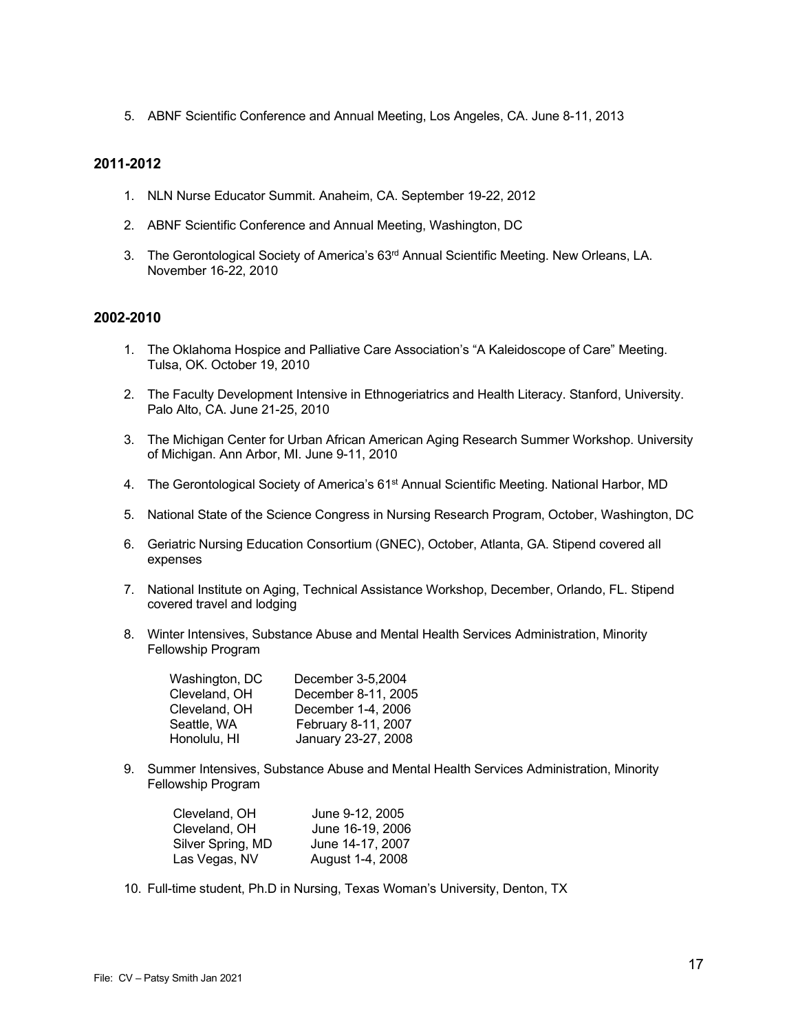5. ABNF Scientific Conference and Annual Meeting, Los Angeles, CA. June 8-11, 2013

### 2011-2012

1. NLN Nurse Educator Summit. Anaheim, CA. September 19-22, 2012
2. ABNF Scientific Conference and Annual Meeting, Washington, DC
3. The Gerontological Society of America's 63rd Annual Scientific Meeting. New Orleans, LA. November 16-22, 2010

### 2002-2010

1. The Oklahoma Hospice and Palliative Care Association's "A Kaleidoscope of Care" Meeting. Tulsa, OK. October 19, 2010
2. The Faculty Development Intensive in Ethnogeriatrics and Health Literacy. Stanford, University. Palo Alto, CA. June 21-25, 2010
3. The Michigan Center for Urban African American Aging Research Summer Workshop. University of Michigan. Ann Arbor, MI. June 9-11, 2010
4. The Gerontological Society of America's 61st Annual Scientific Meeting. National Harbor, MD
5. National State of the Science Congress in Nursing Research Program, October, Washington, DC
6. Geriatric Nursing Education Consortium (GNEC), October, Atlanta, GA. Stipend covered all expenses
7. National Institute on Aging, Technical Assistance Workshop, December, Orlando, FL. Stipend covered travel and lodging
8. Winter Intensives, Substance Abuse and Mental Health Services Administration, Minority Fellowship Program

   | | |
   |---|---|
   | Washington, DC | December 3-5,2004 |
   | Cleveland, OH | December 8-11, 2005 |
   | Cleveland, OH | December 1-4, 2006 |
   | Seattle, WA | February 8-11, 2007 |
   | Honolulu, HI | January 23-27, 2008 |

9. Summer Intensives, Substance Abuse and Mental Health Services Administration, Minority Fellowship Program

   | | |
   |---|---|
   | Cleveland, OH | June 9-12, 2005 |
   | Cleveland, OH | June 16-19, 2006 |
   | Silver Spring, MD | June 14-17, 2007 |
   | Las Vegas, NV | August 1-4, 2008 |

10. Full-time student, Ph.D in Nursing, Texas Woman's University, Denton, TX

File: CV – Patsy Smith Jan 2021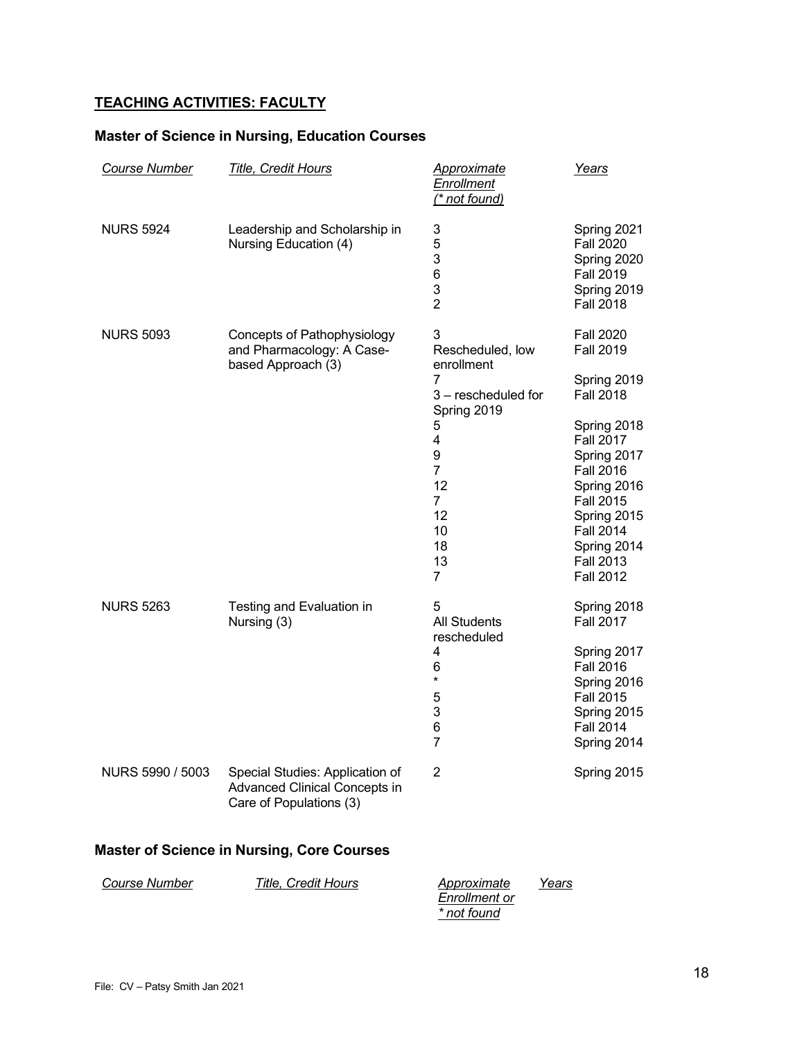## TEACHING ACTIVITIES: FACULTY

### Master of Science in Nursing, Education Courses

| *Course Number* | *Title, Credit Hours* | *Approximate Enrollment (* not found)* | *Years* |
|---|---|---|---|
| NURS 5924 | Leadership and Scholarship in Nursing Education (4) | 3 | Spring 2021 |
| | | 5 | Fall 2020 |
| | | 3 | Spring 2020 |
| | | 6 | Fall 2019 |
| | | 3 | Spring 2019 |
| | | 2 | Fall 2018 |
| NURS 5093 | Concepts of Pathophysiology and Pharmacology: A Case-based Approach (3) | 3 | Fall 2020 |
| | | Rescheduled, low enrollment | Fall 2019 |
| | | 7 | Spring 2019 |
| | | 3 – rescheduled for Spring 2019 | Fall 2018 |
| | | 5 | Spring 2018 |
| | | 4 | Fall 2017 |
| | | 9 | Spring 2017 |
| | | 7 | Fall 2016 |
| | | 12 | Spring 2016 |
| | | 7 | Fall 2015 |
| | | 12 | Spring 2015 |
| | | 10 | Fall 2014 |
| | | 18 | Spring 2014 |
| | | 13 | Fall 2013 |
| | | 7 | Fall 2012 |
| NURS 5263 | Testing and Evaluation in Nursing (3) | 5 | Spring 2018 |
| | | All Students rescheduled | Fall 2017 |
| | | 4 | Spring 2017 |
| | | 6 | Fall 2016 |
| | | * | Spring 2016 |
| | | 5 | Fall 2015 |
| | | 3 | Spring 2015 |
| | | 6 | Fall 2014 |
| | | 7 | Spring 2014 |
| NURS 5990 / 5003 | Special Studies: Application of Advanced Clinical Concepts in Care of Populations (3) | 2 | Spring 2015 |

### Master of Science in Nursing, Core Courses

| *Course Number* | *Title, Credit Hours* | *Approximate Enrollment or * not found* | *Years* |
|---|---|---|---|

File: CV – Patsy Smith Jan 2021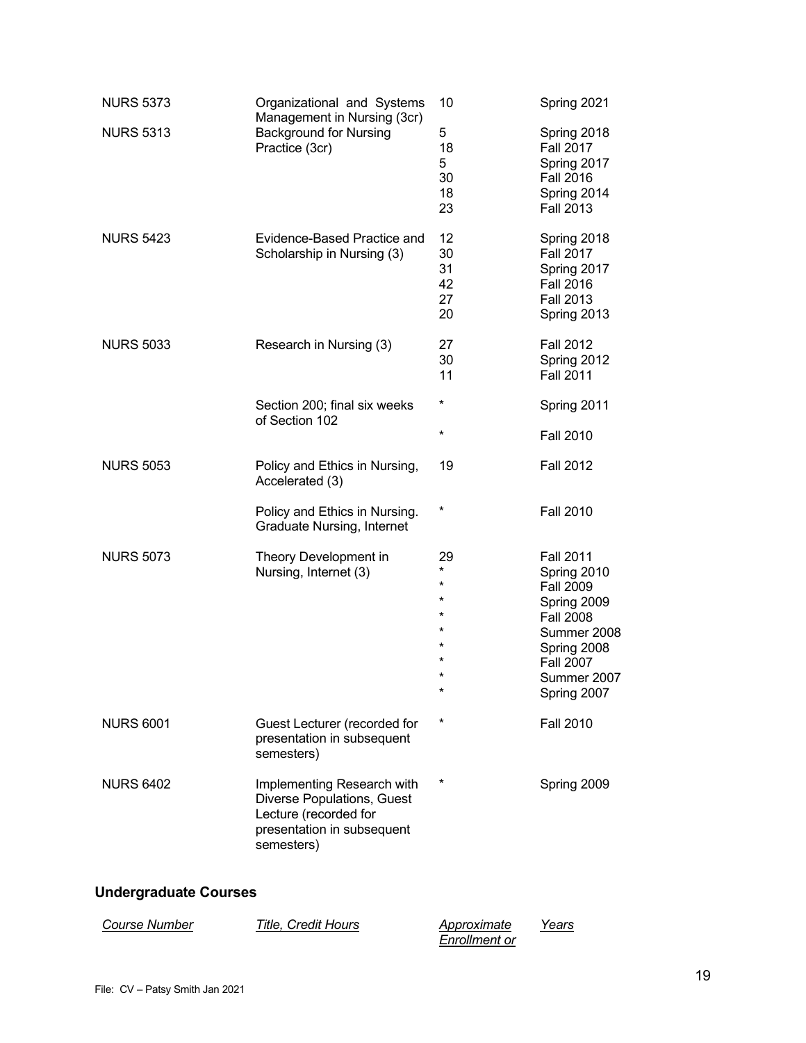| | | | |
|---|---|---|---|
| NURS 5373 | Organizational and Systems Management in Nursing (3cr) | 10 | Spring 2021 |
| NURS 5313 | Background for Nursing Practice (3cr) | 5<br>18<br>5<br>30<br>18<br>23 | Spring 2018<br>Fall 2017<br>Spring 2017<br>Fall 2016<br>Spring 2014<br>Fall 2013 |
| NURS 5423 | Evidence-Based Practice and Scholarship in Nursing (3) | 12<br>30<br>31<br>42<br>27<br>20 | Spring 2018<br>Fall 2017<br>Spring 2017<br>Fall 2016<br>Fall 2013<br>Spring 2013 |
| NURS 5033 | Research in Nursing (3) | 27<br>30<br>11 | Fall 2012<br>Spring 2012<br>Fall 2011 |
| | Section 200; final six weeks of Section 102 | *<br>* | Spring 2011<br>Fall 2010 |
| NURS 5053 | Policy and Ethics in Nursing, Accelerated (3) | 19 | Fall 2012 |
| | Policy and Ethics in Nursing. Graduate Nursing, Internet | * | Fall 2010 |
| NURS 5073 | Theory Development in Nursing, Internet (3) | 29<br>*<br>*<br>*<br>*<br>*<br>*<br>*<br>*<br>* | Fall 2011<br>Spring 2010<br>Fall 2009<br>Spring 2009<br>Fall 2008<br>Summer 2008<br>Spring 2008<br>Fall 2007<br>Summer 2007<br>Spring 2007 |
| NURS 6001 | Guest Lecturer (recorded for presentation in subsequent semesters) | * | Fall 2010 |
| NURS 6402 | Implementing Research with Diverse Populations, Guest Lecture (recorded for presentation in subsequent semesters) | * | Spring 2009 |

## Undergraduate Courses

| *Course Number* | *Title, Credit Hours* | *Approximate Enrollment or* | *Years* |
|---|---|---|---|

File: CV – Patsy Smith Jan 2021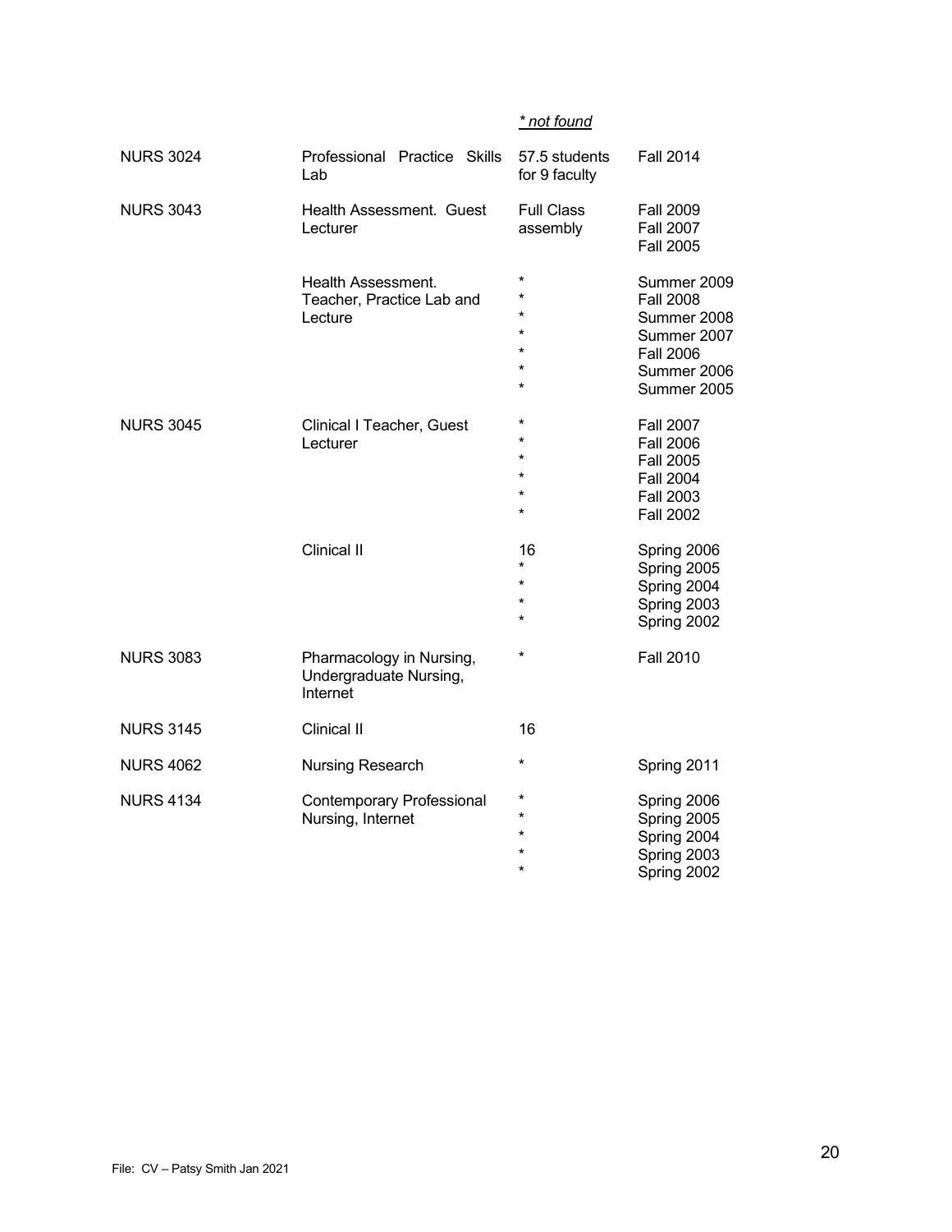*\* not found*

| | | | |
|---|---|---|---|
| NURS 3024 | Professional Practice Skills Lab | 57.5 students for 9 faculty | Fall 2014 |
| NURS 3043 | Health Assessment. Guest Lecturer | Full Class assembly | Fall 2009<br>Fall 2007<br>Fall 2005 |
| | Health Assessment. Teacher, Practice Lab and Lecture | *<br>*<br>*<br>*<br>*<br>*<br>* | Summer 2009<br>Fall 2008<br>Summer 2008<br>Summer 2007<br>Fall 2006<br>Summer 2006<br>Summer 2005 |
| NURS 3045 | Clinical I Teacher, Guest Lecturer | *<br>*<br>*<br>*<br>*<br>* | Fall 2007<br>Fall 2006<br>Fall 2005<br>Fall 2004<br>Fall 2003<br>Fall 2002 |
| | Clinical II | 16<br>*<br>*<br>*<br>* | Spring 2006<br>Spring 2005<br>Spring 2004<br>Spring 2003<br>Spring 2002 |
| NURS 3083 | Pharmacology in Nursing, Undergraduate Nursing, Internet | * | Fall 2010 |
| NURS 3145 | Clinical II | 16 | |
| NURS 4062 | Nursing Research | * | Spring 2011 |
| NURS 4134 | Contemporary Professional Nursing, Internet | *<br>*<br>*<br>*<br>* | Spring 2006<br>Spring 2005<br>Spring 2004<br>Spring 2003<br>Spring 2002 |

File: CV – Patsy Smith Jan 2021